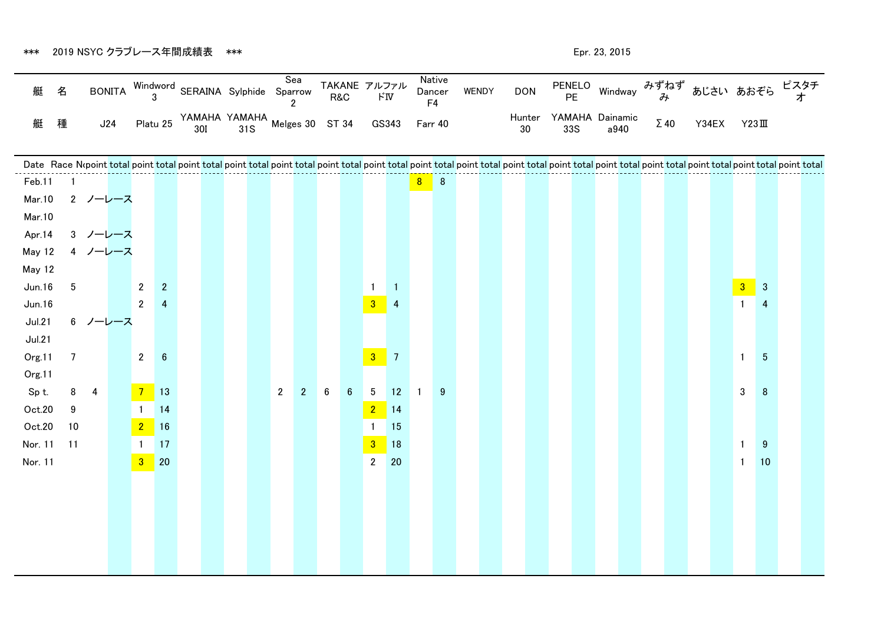*** 2019 NSYC クラブレース年間成績表 ***

Epr. 23, 2015

| 艇 名 | | BONITA | | Windword 3 | | SERAINA | | Sylphide | | Sea Sparrow 2 | | TAKANE R&C | | アルファルドⅣ | | Native Dancer F4 | | WENDY | | DON | | PENELOPE | | Windway | | みずねずみ | | あじさい | | あおぞら | | ピスタチオ | |
|---|---|---|---|---|---|---|---|---|---|---|---|---|---|---|---|---|---|---|---|---|---|---|---|---|---|---|---|---|---|---|---|---|---|
| 艇 種 | | J24 | | Platu 25 | | YAMAHA 30I | | YAMAHA 31S | | Melges 30 | | ST 34 | | GS343 | | Farr 40 | | | | Hunter 30 | | YAMAHA 33S | | Dainamic a940 | | Σ40 | | Y34EX | | Y23Ⅲ | | | |
| Date | Race No | point | total | point | total | point | total | point | total | point | total | point | total | point | total | point | total | point | total | point | total | point | total | point | total | point | total | point | total | point | total | point | total |
| Feb.11 | 1 | | | | | | | | | | | | | | | 8 | 8 | | | | | | | | | | | | | | | | |
| Mar.10 | 2 | ノーレース | | | | | | | | | | | | | | | | | | | | | | | | | | | | | | | |
| Mar.10 | | | | | | | | | | | | | | | | | | | | | | | | | | | | | | | | | |
| Apr.14 | 3 | ノーレース | | | | | | | | | | | | | | | | | | | | | | | | | | | | | | | |
| May 12 | 4 | ノーレース | | | | | | | | | | | | | | | | | | | | | | | | | | | | | | | |
| May 12 | | | | | | | | | | | | | | | | | | | | | | | | | | | | | | | | | |
| Jun.16 | 5 | | | 2 | 2 | | | | | | | | | 1 | 1 | | | | | | | | | | | | | | | 3 | 3 | | |
| Jun.16 | | | | 2 | 4 | | | | | | | | | 3 | 4 | | | | | | | | | | | | | | | 1 | 4 | | |
| Jul.21 | 6 | ノーレース | | | | | | | | | | | | | | | | | | | | | | | | | | | | | | | |
| Jul.21 | | | | | | | | | | | | | | | | | | | | | | | | | | | | | | | | | |
| Org.11 | 7 | | | 2 | 6 | | | | | | | | | 3 | 7 | | | | | | | | | | | | | | | 1 | 5 | | |
| Org.11 | | | | | | | | | | | | | | | | | | | | | | | | | | | | | | | | | |
| Sp t. | 8 | 4 | | 7 | 13 | | | | | 2 | 2 | 6 | 6 | 5 | 12 | 1 | 9 | | | | | | | | | | | | | 3 | 8 | | |
| Oct.20 | 9 | | | 1 | 14 | | | | | | | | | 2 | 14 | | | | | | | | | | | | | | | | | | |
| Oct.20 | 10 | | | 2 | 16 | | | | | | | | | 1 | 15 | | | | | | | | | | | | | | | | | | |
| Nor. 11 | 11 | | | 1 | 17 | | | | | | | | | 3 | 18 | | | | | | | | | | | | | | | 1 | 9 | | |
| Nor. 11 | | | | 3 | 20 | | | | | | | | | 2 | 20 | | | | | | | | | | | | | | | 1 | 10 | | |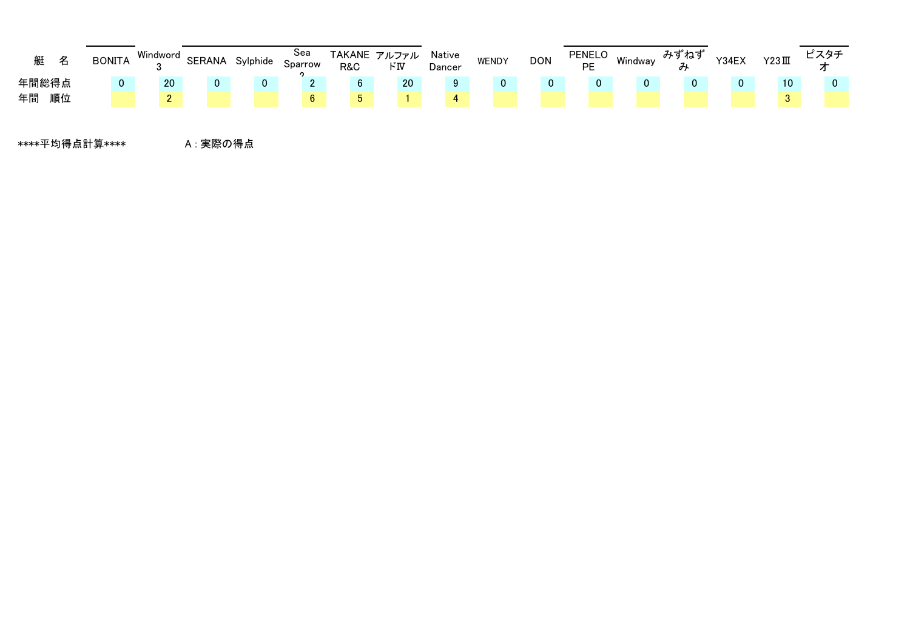| 艇　名 | BONITA | Windword 3 | SERANA | Sylphide | Sea Sparrow 2 | TAKANE R&C | アルファルドⅣ | Native Dancer | WENDY | DON | PENELOPE | Windway | みずねずみ | Y34EX | Y23Ⅲ | ピスタチオ |
|---|---|---|---|---|---|---|---|---|---|---|---|---|---|---|---|---|
| 年間総得点 | 0 | 20 | 0 | 0 | 2 | 6 | 20 | 9 | 0 | 0 | 0 | 0 | 0 | 0 | 10 | 0 |
| 年間　順位 | | 2 | | | 6 | 5 | 1 | 4 | | | | | | | 3 | |

****平均得点計算****　　　　　A : 実際の得点